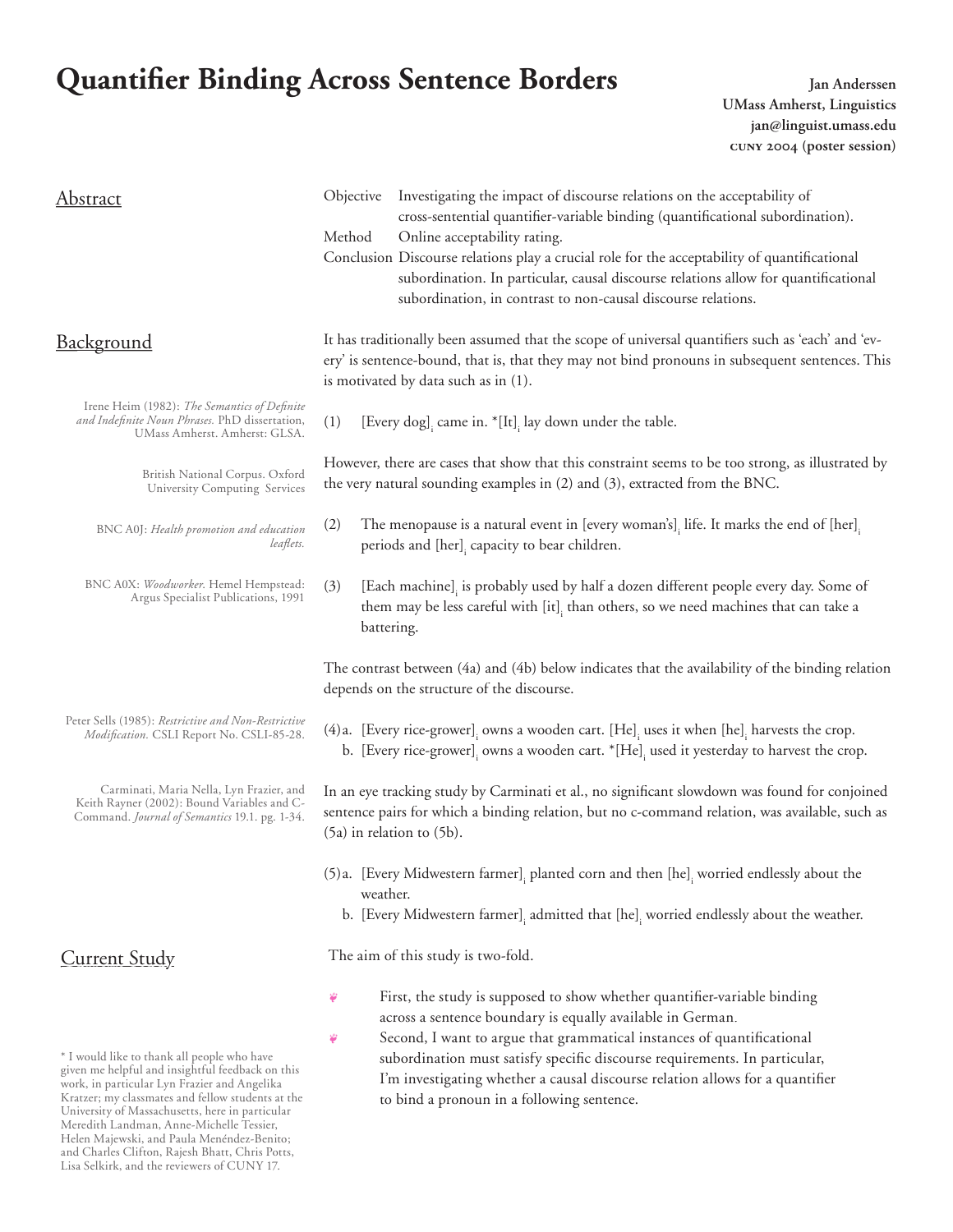# Quantifier Binding Across Sentence Borders

**Jan Anderssen**
**UMass Amherst, Linguistics**
**jan@linguist.umass.edu**
**CUNY 2004 (poster session)**

## Abstract

Objective: Investigating the impact of discourse relations on the acceptability of cross-sentential quantifier-variable binding (quantificational subordination).

Method: Online acceptability rating.

Conclusion: Discourse relations play a crucial role for the acceptability of quantificational subordination. In particular, causal discourse relations allow for quantificational subordination, in contrast to non-causal discourse relations.

## Background

It has traditionally been assumed that the scope of universal quantifiers such as 'each' and 'every' is sentence-bound, that is, that they may not bind pronouns in subsequent sentences. This is motivated by data such as in (1).

Irene Heim (1982): *The Semantics of Definite and Indefinite Noun Phrases.* PhD dissertation, UMass Amherst. Amherst: GLSA.

(1) [Every dog]$_i$ came in. *[It]$_i$ lay down under the table.

However, there are cases that show that this constraint seems to be too strong, as illustrated by the very natural sounding examples in (2) and (3), extracted from the BNC.

British National Corpus. Oxford University Computing Services

BNC A0J: *Health promotion and education leaflets.*

(2) The menopause is a natural event in [every woman's]$_i$ life. It marks the end of [her]$_i$ periods and [her]$_i$ capacity to bear children.

BNC A0X: *Woodworker*. Hemel Hempstead: Argus Specialist Publications, 1991

(3) [Each machine]$_i$ is probably used by half a dozen different people every day. Some of them may be less careful with [it]$_i$ than others, so we need machines that can take a battering.

The contrast between (4a) and (4b) below indicates that the availability of the binding relation depends on the structure of the discourse.

Peter Sells (1985): *Restrictive and Non-Restrictive Modification.* CSLI Report No. CSLI-85-28.

(4) a. [Every rice-grower]$_i$ owns a wooden cart. [He]$_i$ uses it when [he]$_i$ harvests the crop.
b. [Every rice-grower]$_i$ owns a wooden cart. *[He]$_i$ used it yesterday to harvest the crop.

Carminati, Maria Nella, Lyn Frazier, and Keith Rayner (2002): Bound Variables and C-Command. *Journal of Semantics* 19.1. pg. 1-34.

In an eye tracking study by Carminati et al., no significant slowdown was found for conjoined sentence pairs for which a binding relation, but no c-command relation, was available, such as (5a) in relation to (5b).

(5) a. [Every Midwestern farmer]$_i$ planted corn and then [he]$_i$ worried endlessly about the weather.
b. [Every Midwestern farmer]$_i$ admitted that [he]$_i$ worried endlessly about the weather.

## Current Study

The aim of this study is two-fold.

- First, the study is supposed to show whether quantifier-variable binding across a sentence boundary is equally available in German.
- Second, I want to argue that grammatical instances of quantificational subordination must satisfy specific discourse requirements. In particular, I'm investigating whether a causal discourse relation allows for a quantifier to bind a pronoun in a following sentence.

* I would like to thank all people who have given me helpful and insightful feedback on this work, in particular Lyn Frazier and Angelika Kratzer; my classmates and fellow students at the University of Massachusetts, here in particular Meredith Landman, Anne-Michelle Tessier, Helen Majewski, and Paula Menéndez-Benito; and Charles Clifton, Rajesh Bhatt, Chris Potts, Lisa Selkirk, and the reviewers of CUNY 17.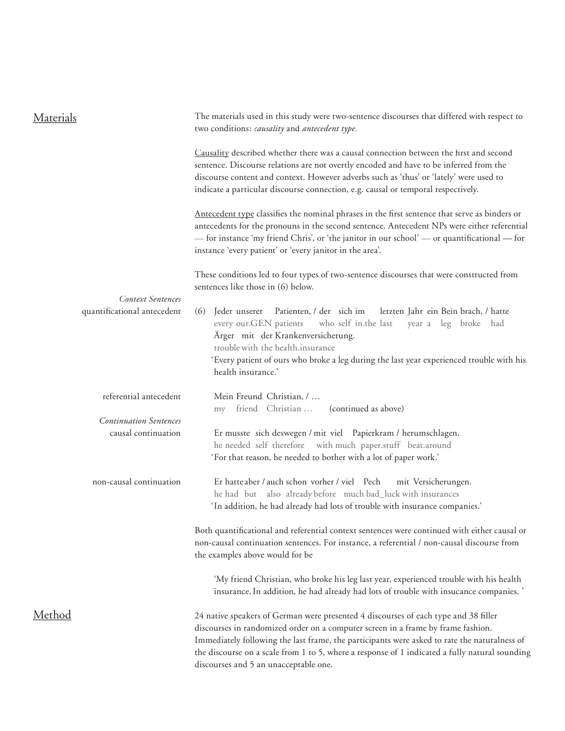## Materials

The materials used in this study were two-sentence discourses that differed with respect to two conditions: *causality* and *antecedent type.*

Causality described whether there was a causal connection between the first and second sentence. Discourse relations are not overtly encoded and have to be inferred from the discourse content and context. However adverbs such as 'thus' or 'lately' were used to indicate a particular discourse connection, e.g. causal or temporal respectively.

Antecedent type classifies the nominal phrases in the first sentence that serve as binders or antecedents for the pronouns in the second sentence. Antecedent NPs were either referential — for instance 'my friend Chris', or 'the janitor in our school' — or quantificational — for instance 'every patient' or 'every janitor in the area'.

These conditions led to four types of two-sentence discourses that were constructed from sentences like those in (6) below.

*Context Sentences*

quantificational antecedent

(6) Jeder unserer Patienten, / der sich im letzten Jahr ein Bein brach, / hatte Ärger mit der Krankenversicherung.
every our.GEN patients who self in.the last year a leg broke had trouble with the health.insurance
'Every patient of ours who broke a leg during the last year experienced trouble with his health insurance.'

referential antecedent

Mein Freund Christian, / …
my friend Christian … (continued as above)

*Continuation Sentences*

causal continuation

Er musste sich deswegen / mit viel Papierkram / herumschlagen.
he needed self therefore with much paper.stuff beat.around
'For that reason, he needed to bother with a lot of paper work.'

non-causal continuation

Er hatte aber / auch schon vorher / viel Pech mit Versicherungen.
he had but also already before much bad_luck with insurances
'In addition, he had already had lots of trouble with insurance companies.'

Both quantificational and referential context sentences were continued with either causal or non-causal continuation sentences. For instance, a referential / non-causal discourse from the examples above would for be

'My friend Christian, who broke his leg last year, experienced trouble with his health insurance. In addition, he had already had lots of trouble with insucance companies. '

## Method

24 native speakers of German were presented 4 discourses of each type and 38 filler discourses in randomized order on a computer screen in a frame by frame fashion. Immediately following the last frame, the participants were asked to rate the naturalness of the discourse on a scale from 1 to 5, where a response of 1 indicated a fully natural sounding discourses and 5 an unacceptable one.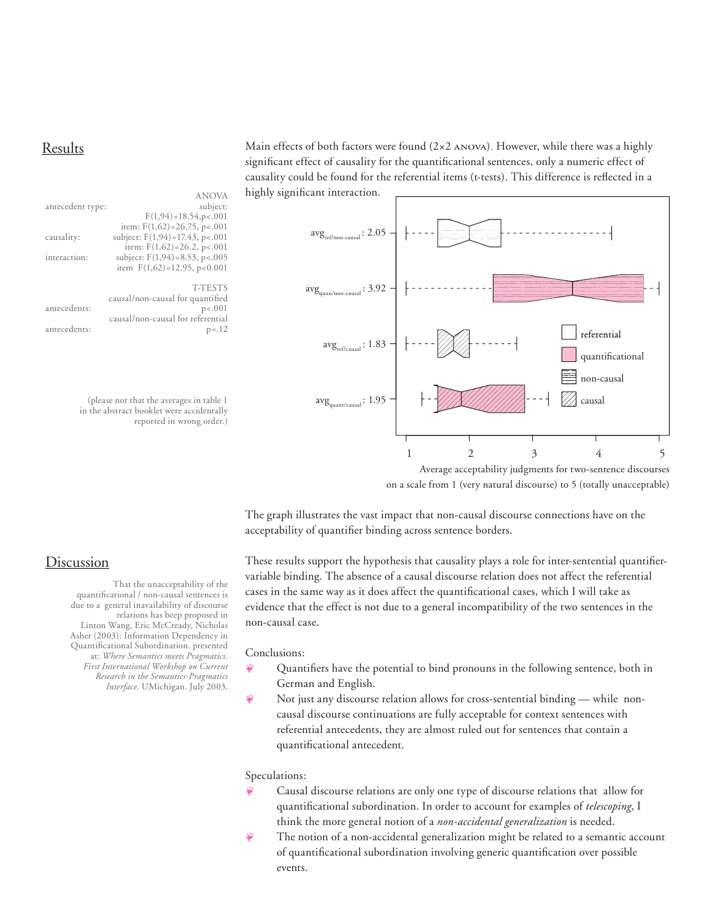## Results

ANOVA

antecedent type: subject: $F(1,94)=18.54, p<.001$
item: $F(1,62)=26.75, p<.001$

causality: subject: $F(1,94)=17.43, p<.001$
item: $F(1,62)=26.2, p<.001$

interaction: subject: $F(1,94)=8.53, p<.005$
item $F(1,62)=12.95, p<0.001$

T-TESTS

causal/non-causal for quantified antecedents: $p<.001$

causal/non-causal for referential antecedents: $p=.12$

(please not that the averages in table 1 in the abstract booklet were accidentally reported in wrong order.)

Main effects of both factors were found (2×2 ANOVA). However, while there was a highly significant effect of causality for the quantificational sentences, only a numeric effect of causality could be found for the referential items (t-tests). This difference is reflected in a highly significant interaction.

$avg_{ref/non-causal}$: 2.05

$avg_{quan/non-causal}$: 3.92

$avg_{ref/causal}$: 1.83

$avg_{quant/causal}$: 1.95

referential

quantificational

non-causal

causal

1 2 3 4 5

Average acceptability judgments for two-sentence discourses on a scale from 1 (very natural discourse) to 5 (totally unacceptable)

The graph illustrates the vast impact that non-causal discourse connections have on the acceptability of quantifier binding across sentence borders.

## Discussion

That the unacceptability of the quantificational / non-causal sentences is due to a general invailability of discourse relations has beep proposed in Linton Wang, Eric McCready, Nicholas Asher (2003): Information Dependency in Quantificational Subordination. presented at: *Where Semantics meets Pragmatics. First International Workshop on Current Research in the Semantics-Pragmatics Interface.* UMichigan. July 2003.

These results support the hypothesis that causality plays a role for inter-sentential quantifier-variable binding. The absence of a causal discourse relation does not affect the referential cases in the same way as it does affect the quantificational cases, which I will take as evidence that the effect is not due to a general incompatibility of the two sentences in the non-causal case.

Conclusions:

- Quantifiers have the potential to bind pronouns in the following sentence, both in German and English.
- Not just any discourse relation allows for cross-sentential binding — while non-causal discourse continuations are fully acceptable for context sentences with referential antecedents, they are almost ruled out for sentences that contain a quantificational antecedent.

Speculations:

- Causal discourse relations are only one type of discourse relations that allow for quantificational subordination. In order to account for examples of *telescoping*, I think the more general notion of a *non-accidental generalization* is needed.
- The notion of a non-accidental generalization might be related to a semantic account of quantificational subordination involving generic quantification over possible events.